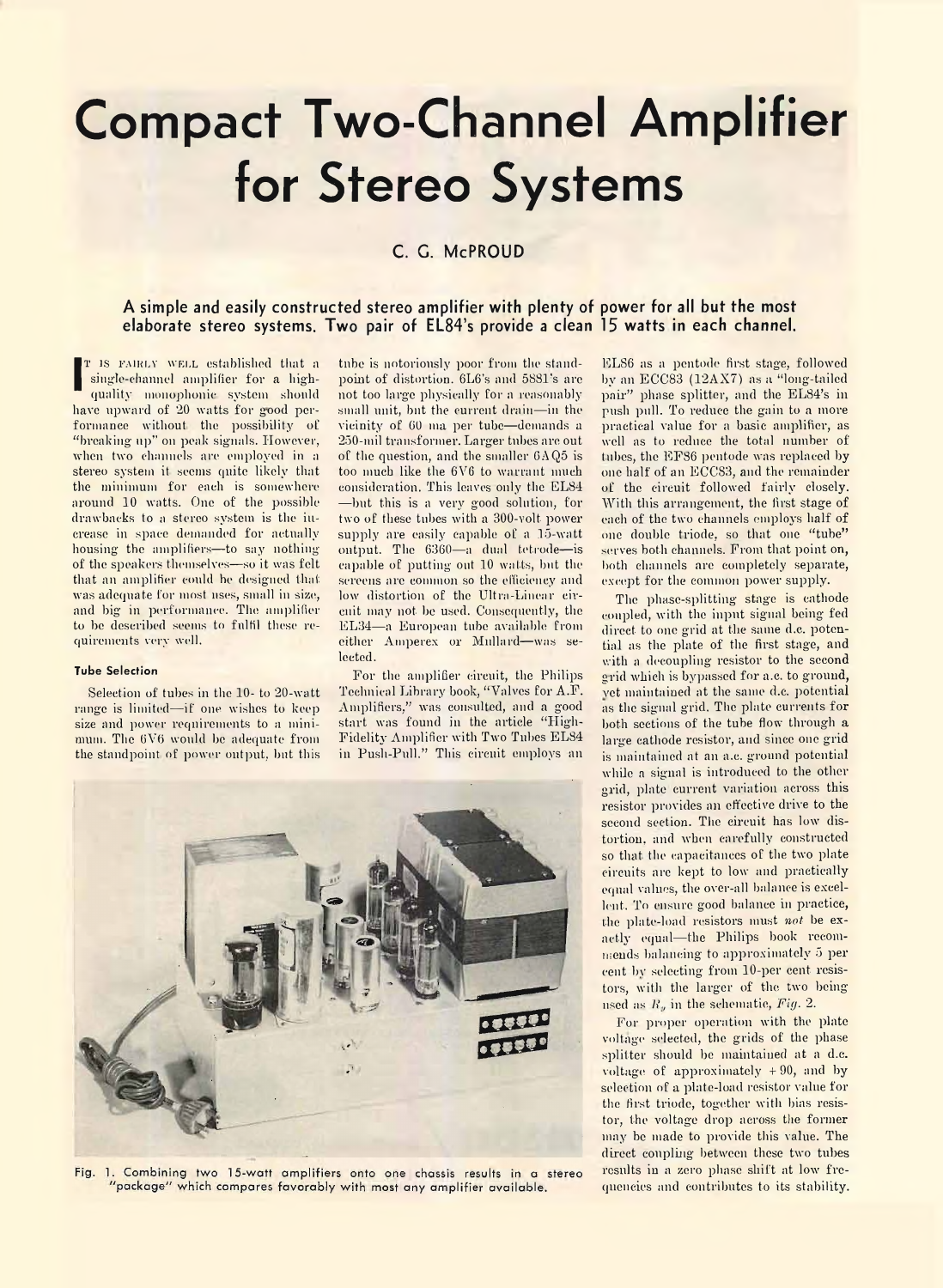# Compact Two-Channel Amplifier for Stereo Systems

C. G. McPROUD

**A simple and easily constructed stereo amplifier with plenty of power for all but the most elaborate stereo systems. Two pair of EL84's provide a clean 15 watts in each channel.**

It is fairly well established that a single-channel amplifier for a high-quality monophonic system should have upward of 20 watts for good performance without the possibility of "breaking up" on peak signals. However, when two channels are employed in a stereo system it seems quite likely that the minimum for each is somewhere around 10 watts. One of the possible drawbacks to a stereo system is the increase in space demanded for actually housing the amplifiers—to say nothing of the speakers themselves—so it was felt that an amplifier could be designed that was adequate for most uses, small in size, and big in performance. The amplifier to be described seems to fulfil these requirements very well.

### Tube Selection

Selection of tubes in the 10- to 20-watt range is limited—if one wishes to keep size and power requirements to a minimum. The 6V6 would be adequate from the standpoint of power output, but this tube is notoriously poor from the standpoint of distortion. 6L6's and 5881's are not too large physically for a reasonably small unit, but the current drain—in the vicinity of 60 ma per tube—demands a 250-mil transformer. Larger tubes are out of the question, and the smaller 6AQ5 is too much like the 6V6 to warrant much consideration. This leaves only the EL84—but this is a very good solution, for two of these tubes with a 300-volt power supply are easily capable of a 15-watt output. The 6360—a dual tetrode—is capable of putting out 10 watts, but the screens are common so the efficiency and low distortion of the Ultra-Linear circuit may not be used. Consequently, the EL34—a European tube available from either Amperex or Mullard—was selected.

For the amplifier circuit, the Philips Technical Library book, "Valves for A.F. Amplifiers," was consulted, and a good start was found in the article "High-Fidelity Amplifier with Two Tubes EL84 in Push-Pull." This circuit employs an EL86 as a pentode first stage, followed by an ECC83 (12AX7) as a "long-tailed pair" phase splitter, and the EL84's in push pull. To reduce the gain to a more practical value for a basic amplifier, as well as to reduce the total number of tubes, the EF86 pentode was replaced by one half of an ECC83, and the remainder of the circuit followed fairly closely. With this arrangement, the first stage of each of the two channels employs half of one double triode, so that one "tube" serves both channels. From that point on, both channels are completely separate, except for the common power supply.

The phase-splitting stage is cathode coupled, with the input signal being fed direct to one grid at the same d.c. potential as the plate of the first stage, and with a decoupling resistor to the second grid which is bypassed for a.c. to ground, yet maintained at the same d.c. potential as the signal grid. The plate currents for both sections of the tube flow through a large cathode resistor, and since one grid is maintained at an a.c. ground potential while a signal is introduced to the other grid, plate current variation across this resistor provides an effective drive to the second section. The circuit has low distortion, and when carefully constructed so that the capacitances of the two plate circuits are kept to low and practically equal values, the over-all balance is excellent. To ensure good balance in practice, the plate-load resistors must *not* be exactly equal—the Philips book recommends balancing to approximately 5 per cent by selecting from 10-per cent resistors, with the larger of the two being used as $R_p$ in the schematic, *Fig.* 2.

For proper operation with the plate voltage selected, the grids of the phase splitter should be maintained at a d.c. voltage of approximately +90, and by selection of a plate-load resistor value for the first triode, together with bias resistor, the voltage drop across the former may be made to provide this value. The direct coupling between these two tubes results in a zero phase shift at low frequencies and contributes to its stability.

Fig. 1. Combining two 15-watt amplifiers onto one chassis results in a stereo "package" which compares favorably with most any amplifier available.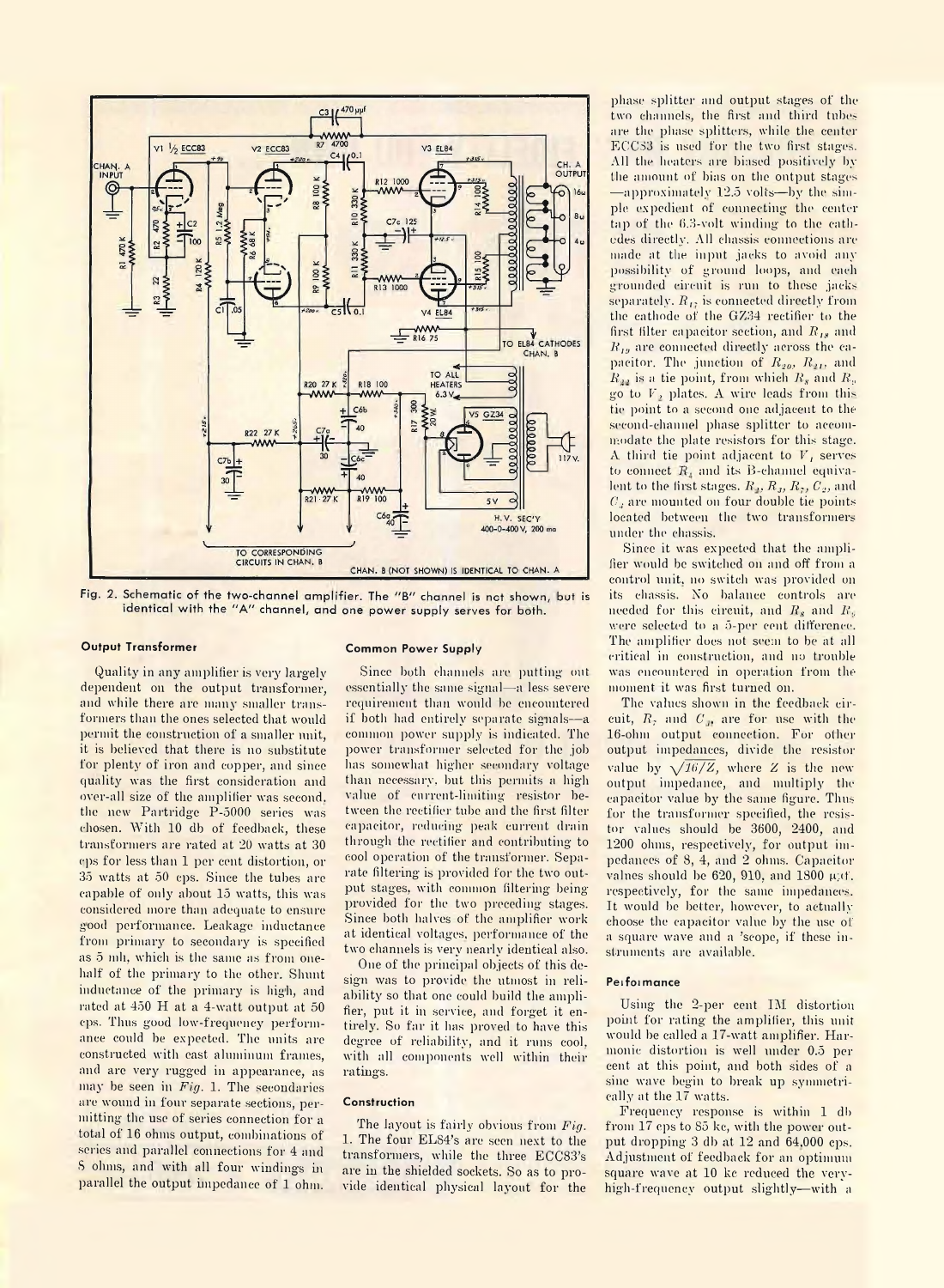Fig. 2. Schematic of the two-channel amplifier. The "B" channel is not shown, but is identical with the "A" channel, and one power supply serves for both.

### Output Transformer

Quality in any amplifier is very largely dependent on the output transformer, and while there are many smaller transformers than the ones selected that would permit the construction of a smaller unit, it is believed that there is no substitute for plenty of iron and copper, and since quality was the first consideration and over-all size of the amplifier was second, the new Partridge P-5000 series was chosen. With 10 db of feedback, these transformers are rated at 20 watts at 30 cps for less than 1 per cent distortion, or 35 watts at 50 cps. Since the tubes are capable of only about 15 watts, this was considered more than adequate to ensure good performance. Leakage inductance from primary to secondary is specified as 5 mh, which is the same as from one-half of the primary to the other. Shunt inductance of the primary is high, and rated at 450 H at a 4-watt output at 50 cps. Thus good low-frequency performance could be expected. The units are constructed with cast aluminum frames, and are very rugged in appearance, as may be seen in *Fig.* 1. The secondaries are wound in four separate sections, permitting the use of series connection for a total of 16 ohms output, combinations of series and parallel connections for 4 and 8 ohms, and with all four windings in parallel the output impedance of 1 ohm.

### Common Power Supply

Since both channels are putting out essentially the same signal—a less severe requirement than would be encountered if both had entirely separate signals—a common power supply is indicated. The power transformer selected for the job has somewhat higher secondary voltage than necessary, but this permits a high value of current-limiting resistor between the rectifier tube and the first filter capacitor, reducing peak current drain through the rectifier and contributing to cool operation of the transformer. Separate filtering is provided for the two output stages, with common filtering being provided for the two preceding stages. Since both halves of the amplifier work at identical voltages, performance of the two channels is very nearly identical also.

One of the principal objects of this design was to provide the utmost in reliability so that one could build the amplifier, put it in service, and forget it entirely. So far it has proved to have this degree of reliability, and it runs cool, with all components well within their ratings.

### Construction

The layout is fairly obvious from *Fig.* 1. The four EL84's are seen next to the transformers, while the three ECC83's are in the shielded sockets. So as to provide identical physical layout for the phase splitter and output stages of the two channels, the first and third tubes are the phase splitters, while the center ECC83 is used for the two first stages. All the heaters are biased positively by the amount of bias on the output stages—approximately 12.5 volts—by the simple expedient of connecting the center tap of the 6.3-volt winding to the cathodes directly. All chassis connections are made at the input jacks to avoid any possibility of ground loops, and each grounded circuit is run to these jacks separately. $R_{17}$ is connected directly from the cathode of the GZ34 rectifier to the first filter capacitor section, and $R_{18}$ and $R_{19}$ are connected directly across the capacitor. The junction of $R_{20}$, $R_{21}$, and $R_{22}$ is a tie point, from which $R_8$ and $R_9$ go to $V_2$ plates. A wire leads from this tie point to a second one adjacent to the second-channel phase splitter to accommodate the plate resistors for this stage. A third tie point adjacent to $V_1$ serves to connect $R_4$ and its B-channel equivalent to the first stages. $R_2$, $R_3$, $R_7$, $C_2$, and $C_3$ are mounted on four double tie points located between the two transformers under the chassis.

Since it was expected that the amplifier would be switched on and off from a control unit, no switch was provided on its chassis. No balance controls are needed for this circuit, and $R_8$ and $R_9$ were selected to a 5-per cent difference. The amplifier does not seem to be at all critical in construction, and no trouble was encountered in operation from the moment it was first turned on.

The values shown in the feedback circuit, $R_7$ and $C_3$, are for use with the 16-ohm output connection. For other output impedances, divide the resistor value by $\sqrt{16/Z}$, where $Z$ is the new output impedance, and multiply the capacitor value by the same figure. Thus for the transformer specified, the resistor values should be 3600, 2400, and 1200 ohms, respectively, for output impedances of 8, 4, and 2 ohms. Capacitor values should be 620, 910, and 1800 μμf. respectively, for the same impedances. It would be better, however, to actually choose the capacitor value by the use of a square wave and a 'scope, if these instruments are available.

### Performance

Using the 2-per cent IM distortion point for rating the amplifier, this unit would be called a 17-watt amplifier. Harmonic distortion is well under 0.5 per cent at this point, and both sides of a sine wave begin to break up symmetrically at the 17 watts.

Frequency response is within 1 db from 17 cps to 85 kc, with the power output dropping 3 db at 12 and 64,000 cps. Adjustment of feedback for an optimum square wave at 10 kc reduced the very-high-frequency output slightly—with a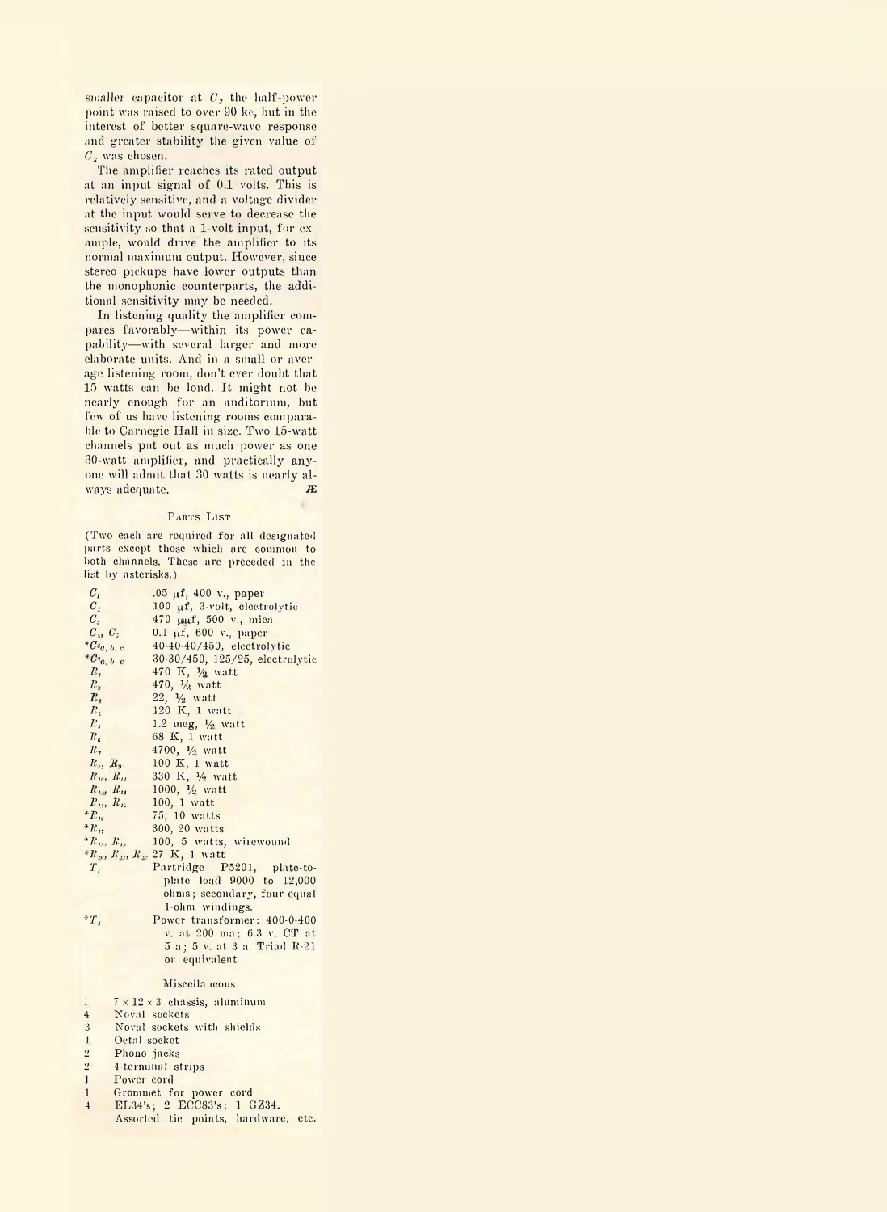smaller capacitor at $C_3$ the half-power point was raised to over 90 kc, but in the interest of better square-wave response and greater stability the given value of $C_3$ was chosen.

The amplifier reaches its rated output at an input signal of 0.1 volts. This is relatively sensitive, and a voltage divider at the input would serve to decrease the sensitivity so that a 1-volt input, for example, would drive the amplifier to its normal maximum output. However, since stereo pickups have lower outputs than the monophonic counterparts, the additional sensitivity may be needed.

In listening quality the amplifier compares favorably—within its power capability—with several larger and more elaborate units. And in a small or average listening room, don't ever doubt that 15 watts can be loud. It might not be nearly enough for an auditorium, but few of us have listening rooms comparable to Carnegie Hall in size. Two 15-watt channels put out as much power as one 30-watt amplifier, and practically anyone will admit that 30 watts is nearly always adequate. Æ

## Parts List

(Two each are required for all designated parts except those which are common to both channels. These are preceded in the list by asterisks.)

| | |
|---|---|
| $C_1$ | .05 µf, 400 v., paper |
| $C_2$ | 100 µf, 3-volt, electrolytic |
| $C_3$ | 470 µµf, 500 v., mica |
| $C_4$, $C_5$ | 0.1 µf, 600 v., paper |
| *$C_{6a,b,c}$ | 40-40-40/450, electrolytic |
| *$C_{7a,b,c}$ | 30-30/450, 125/25, electrolytic |
| $R_1$ | 470 K, ½ watt |
| $R_2$ | 470, ½ watt |
| $R_3$ | 22, ½ watt |
| $R_4$ | 120 K, 1 watt |
| $R_5$ | 1.2 meg, ½ watt |
| $R_6$ | 68 K, 1 watt |
| $R_7$ | 4700, ½ watt |
| $R_8$, $R_9$ | 100 K, 1 watt |
| $R_{10}$, $R_{11}$ | 330 K, ½ watt |
| $R_{12}$, $R_{13}$ | 1000, ½ watt |
| $R_{14}$, $R_{15}$ | 100, 1 watt |
| *$R_{16}$ | 75, 10 watts |
| *$R_{17}$ | 300, 20 watts |
| *$R_{18}$, $R_{19}$ | 100, 5 watts, wirewound |
| *$R_{20}$, $R_{21}$, $R_{22}$ | 27 K, 1 watt |
| $T_1$ | Partridge P5201, plate-to-plate load 9000 to 12,000 ohms; secondary, four equal 1-ohm windings. |
| *$T_2$ | Power transformer: 400-0-400 v. at 200 ma; 6.3 v. CT at 5 a; 5 v. at 3 a. Triad R-21 or equivalent |

### Miscellaneous

| | |
|---|---|
| 1 | 7 × 12 × 3 chassis, aluminum |
| 4 | Noval sockets |
| 3 | Noval sockets with shields |
| 1 | Octal socket |
| 2 | Phono jacks |
| 2 | 4-terminal strips |
| 1 | Power cord |
| 1 | Grommet for power cord |
| 4 | EL34's; 2 ECC83's; 1 GZ34. |
| | Assorted tie points, hardware, etc. |